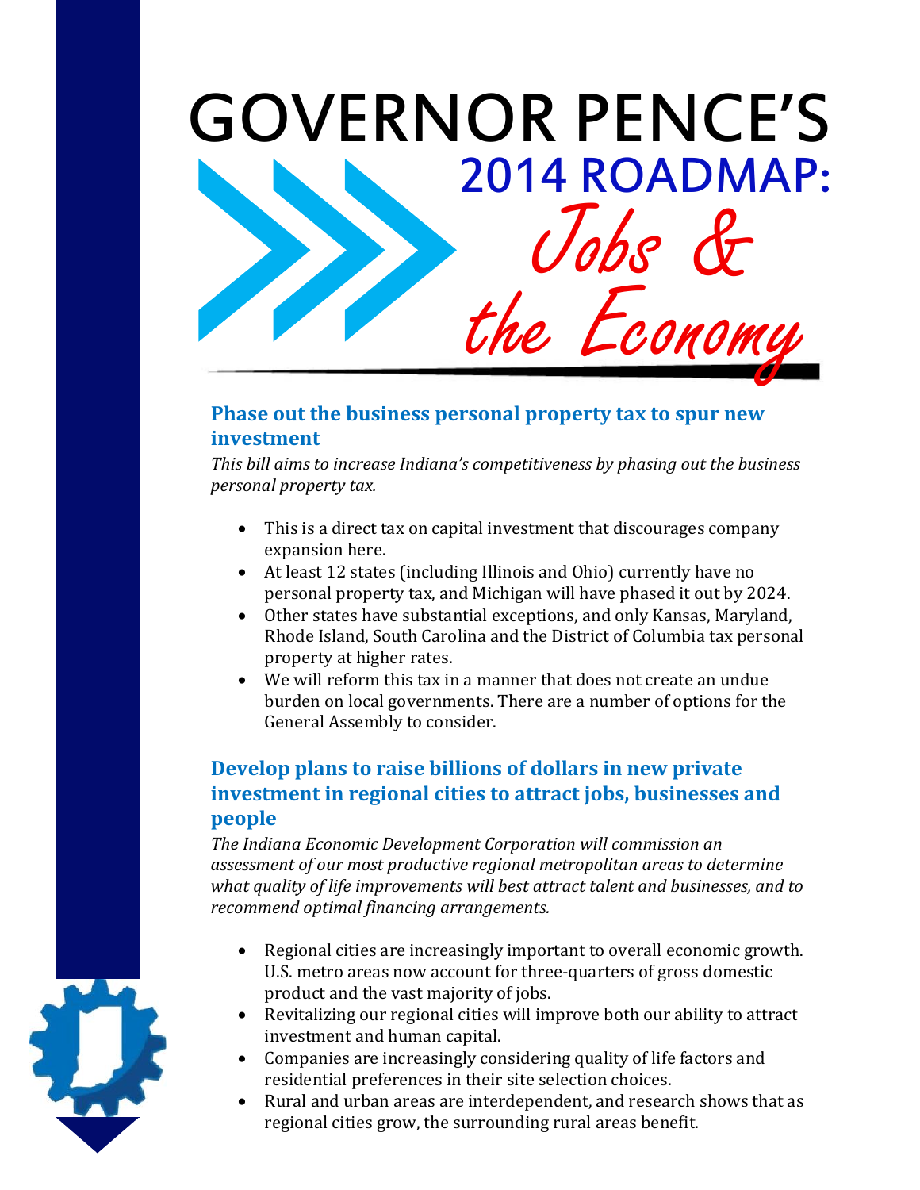# GOVERNOR PENCE'S

## 2014 ROADMAP: *Jobs & the Economy*

### Phase out the business personal property tax to spur new investment

*This bill aims to increase Indiana's competitiveness by phasing out the business personal property tax.*

- This is a direct tax on capital investment that discourages company expansion here.
- At least 12 states (including Illinois and Ohio) currently have no personal property tax, and Michigan will have phased it out by 2024.
- Other states have substantial exceptions, and only Kansas, Maryland, Rhode Island, South Carolina and the District of Columbia tax personal property at higher rates.
- We will reform this tax in a manner that does not create an undue burden on local governments. There are a number of options for the General Assembly to consider.

### Develop plans to raise billions of dollars in new private investment in regional cities to attract jobs, businesses and people

*The Indiana Economic Development Corporation will commission an assessment of our most productive regional metropolitan areas to determine what quality of life improvements will best attract talent and businesses, and to recommend optimal financing arrangements.*

- Regional cities are increasingly important to overall economic growth. U.S. metro areas now account for three-quarters of gross domestic product and the vast majority of jobs.
- Revitalizing our regional cities will improve both our ability to attract investment and human capital.
- Companies are increasingly considering quality of life factors and residential preferences in their site selection choices.
- Rural and urban areas are interdependent, and research shows that as regional cities grow, the surrounding rural areas benefit.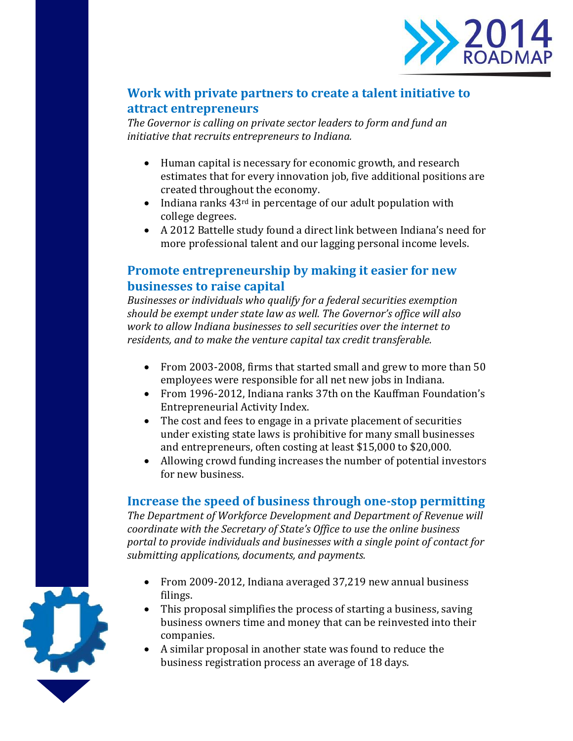## Work with private partners to create a talent initiative to attract entrepreneurs

*The Governor is calling on private sector leaders to form and fund an initiative that recruits entrepreneurs to Indiana.*

- Human capital is necessary for economic growth, and research estimates that for every innovation job, five additional positions are created throughout the economy.
- Indiana ranks 43rd in percentage of our adult population with college degrees.
- A 2012 Battelle study found a direct link between Indiana's need for more professional talent and our lagging personal income levels.

## Promote entrepreneurship by making it easier for new businesses to raise capital

*Businesses or individuals who qualify for a federal securities exemption should be exempt under state law as well. The Governor's office will also work to allow Indiana businesses to sell securities over the internet to residents, and to make the venture capital tax credit transferable.*

- From 2003-2008, firms that started small and grew to more than 50 employees were responsible for all net new jobs in Indiana.
- From 1996-2012, Indiana ranks 37th on the Kauffman Foundation's Entrepreneurial Activity Index.
- The cost and fees to engage in a private placement of securities under existing state laws is prohibitive for many small businesses and entrepreneurs, often costing at least $15,000 to $20,000.
- Allowing crowd funding increases the number of potential investors for new business.

## Increase the speed of business through one-stop permitting

*The Department of Workforce Development and Department of Revenue will coordinate with the Secretary of State's Office to use the online business portal to provide individuals and businesses with a single point of contact for submitting applications, documents, and payments.*

- From 2009-2012, Indiana averaged 37,219 new annual business filings.
- This proposal simplifies the process of starting a business, saving business owners time and money that can be reinvested into their companies.
- A similar proposal in another state was found to reduce the business registration process an average of 18 days.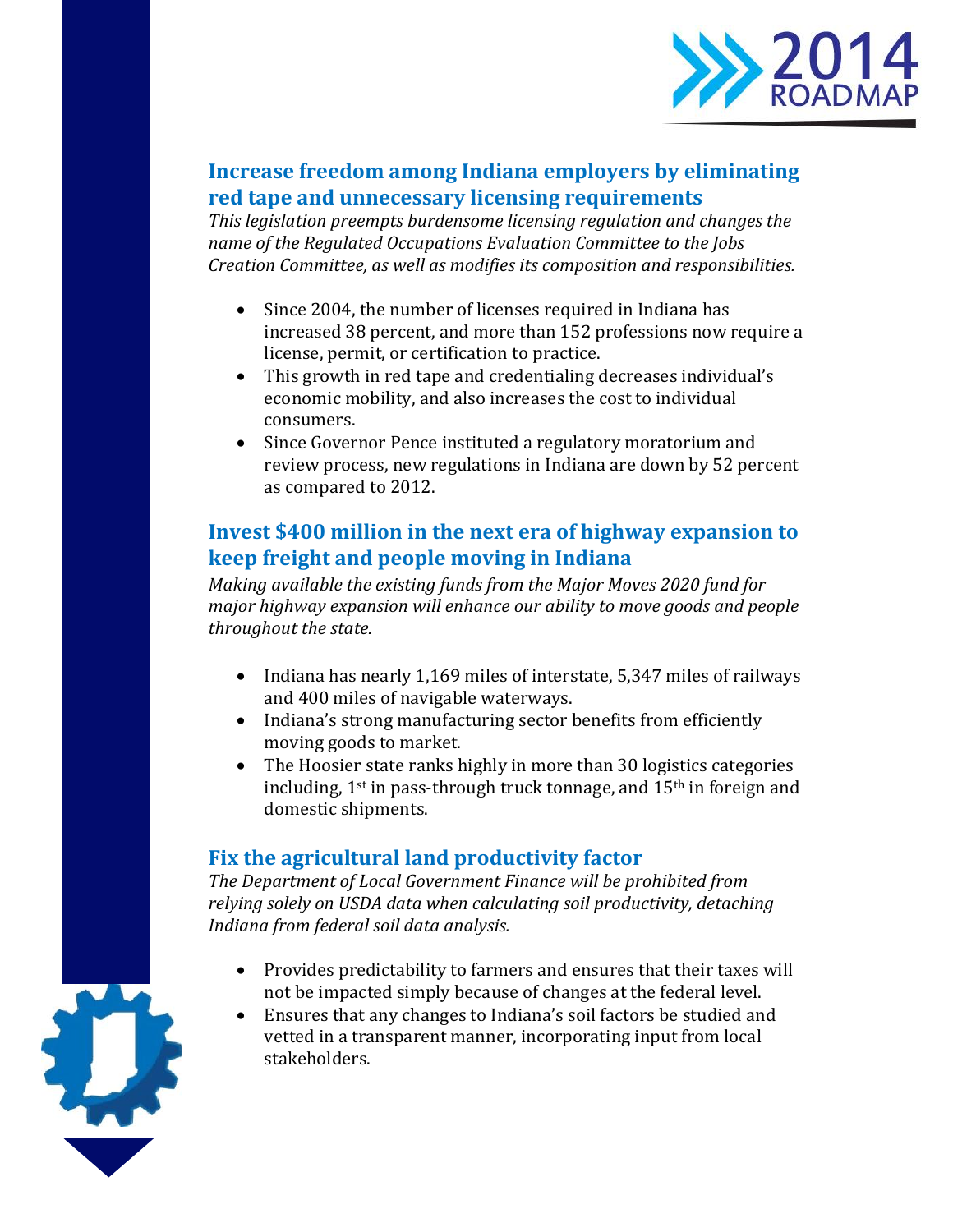## Increase freedom among Indiana employers by eliminating red tape and unnecessary licensing requirements

*This legislation preempts burdensome licensing regulation and changes the name of the Regulated Occupations Evaluation Committee to the Jobs Creation Committee, as well as modifies its composition and responsibilities.*

- Since 2004, the number of licenses required in Indiana has increased 38 percent, and more than 152 professions now require a license, permit, or certification to practice.
- This growth in red tape and credentialing decreases individual's economic mobility, and also increases the cost to individual consumers.
- Since Governor Pence instituted a regulatory moratorium and review process, new regulations in Indiana are down by 52 percent as compared to 2012.

## Invest $400 million in the next era of highway expansion to keep freight and people moving in Indiana

*Making available the existing funds from the Major Moves 2020 fund for major highway expansion will enhance our ability to move goods and people throughout the state.*

- Indiana has nearly 1,169 miles of interstate, 5,347 miles of railways and 400 miles of navigable waterways.
- Indiana's strong manufacturing sector benefits from efficiently moving goods to market.
- The Hoosier state ranks highly in more than 30 logistics categories including, 1st in pass-through truck tonnage, and 15th in foreign and domestic shipments.

## Fix the agricultural land productivity factor

*The Department of Local Government Finance will be prohibited from relying solely on USDA data when calculating soil productivity, detaching Indiana from federal soil data analysis.*

- Provides predictability to farmers and ensures that their taxes will not be impacted simply because of changes at the federal level.
- Ensures that any changes to Indiana's soil factors be studied and vetted in a transparent manner, incorporating input from local stakeholders.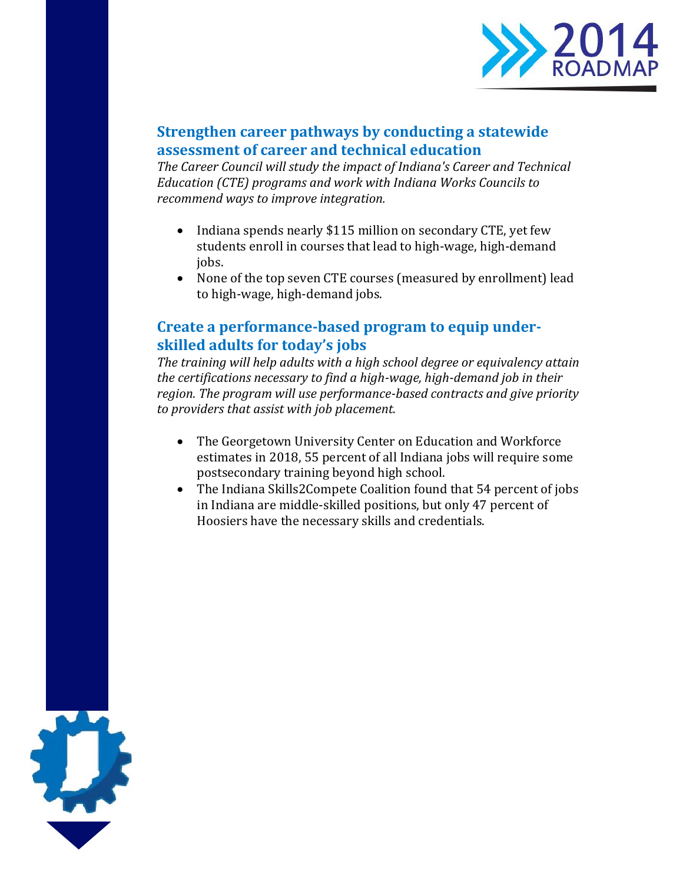## Strengthen career pathways by conducting a statewide assessment of career and technical education

*The Career Council will study the impact of Indiana's Career and Technical Education (CTE) programs and work with Indiana Works Councils to recommend ways to improve integration.*

- Indiana spends nearly $115 million on secondary CTE, yet few students enroll in courses that lead to high-wage, high-demand jobs.
- None of the top seven CTE courses (measured by enrollment) lead to high-wage, high-demand jobs.

## Create a performance-based program to equip under-skilled adults for today's jobs

*The training will help adults with a high school degree or equivalency attain the certifications necessary to find a high-wage, high-demand job in their region. The program will use performance-based contracts and give priority to providers that assist with job placement.*

- The Georgetown University Center on Education and Workforce estimates in 2018, 55 percent of all Indiana jobs will require some postsecondary training beyond high school.
- The Indiana Skills2Compete Coalition found that 54 percent of jobs in Indiana are middle-skilled positions, but only 47 percent of Hoosiers have the necessary skills and credentials.